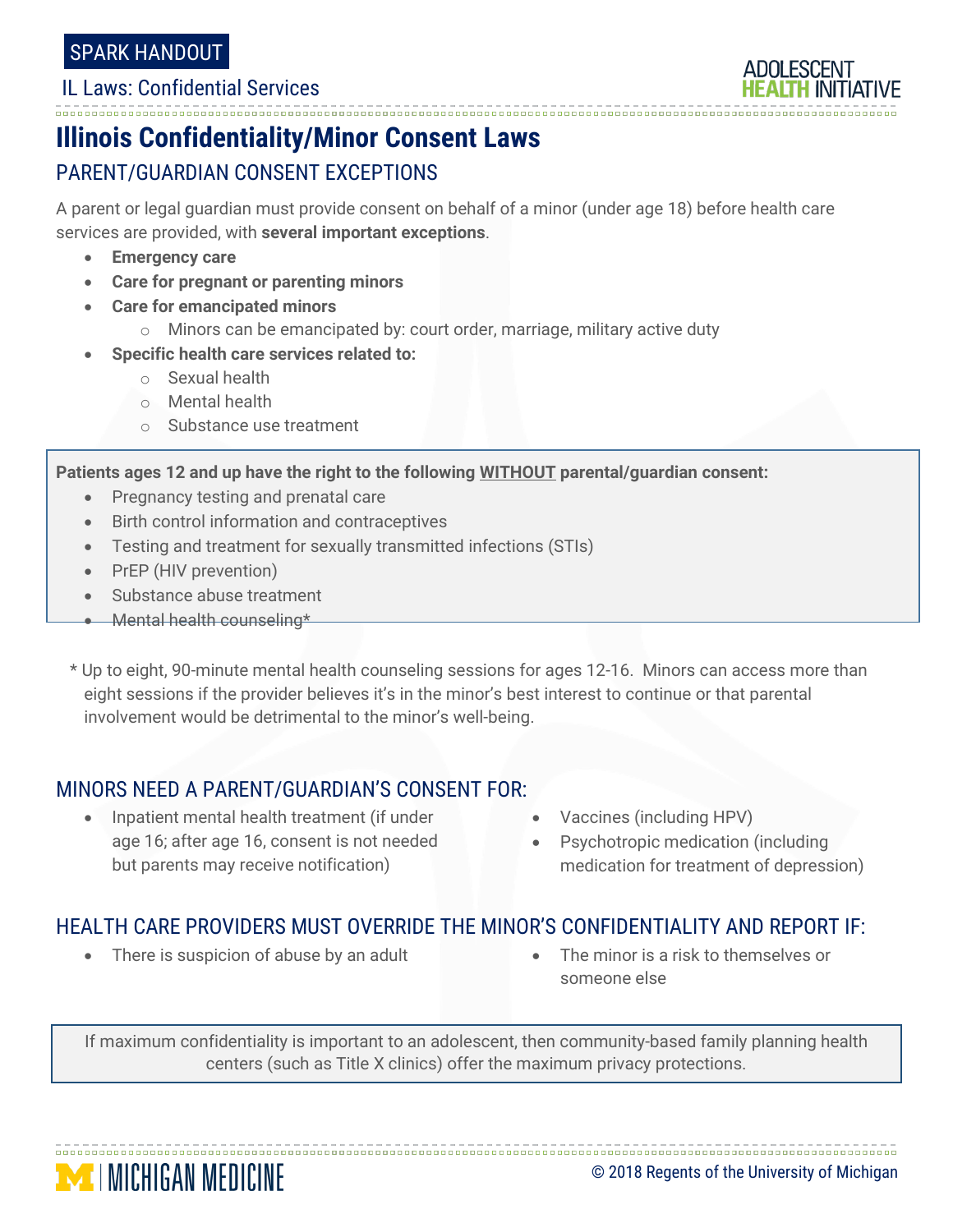SPARK HANDOUT

IL Laws: Confidential Services

# Illinois Confidentiality/Minor Consent Laws

## PARENT/GUARDIAN CONSENT EXCEPTIONS

A parent or legal guardian must provide consent on behalf of a minor (under age 18) before health care services are provided, with **several important exceptions**.

- **Emergency care**
- **Care for pregnant or parenting minors**
- **Care for emancipated minors**
  - Minors can be emancipated by: court order, marriage, military active duty
- **Specific health care services related to:**
  - Sexual health
  - Mental health
  - Substance use treatment

**Patients ages 12 and up have the right to the following WITHOUT parental/guardian consent:**

- Pregnancy testing and prenatal care
- Birth control information and contraceptives
- Testing and treatment for sexually transmitted infections (STIs)
- PrEP (HIV prevention)
- Substance abuse treatment
- Mental health counseling*

* Up to eight, 90-minute mental health counseling sessions for ages 12-16. Minors can access more than eight sessions if the provider believes it's in the minor's best interest to continue or that parental involvement would be detrimental to the minor's well-being.

## MINORS NEED A PARENT/GUARDIAN'S CONSENT FOR:

- Inpatient mental health treatment (if under age 16; after age 16, consent is not needed but parents may receive notification)
- Vaccines (including HPV)
- Psychotropic medication (including medication for treatment of depression)

## HEALTH CARE PROVIDERS MUST OVERRIDE THE MINOR'S CONFIDENTIALITY AND REPORT IF:

- There is suspicion of abuse by an adult
- The minor is a risk to themselves or someone else

If maximum confidentiality is important to an adolescent, then community-based family planning health centers (such as Title X clinics) offer the maximum privacy protections.

© 2018 Regents of the University of Michigan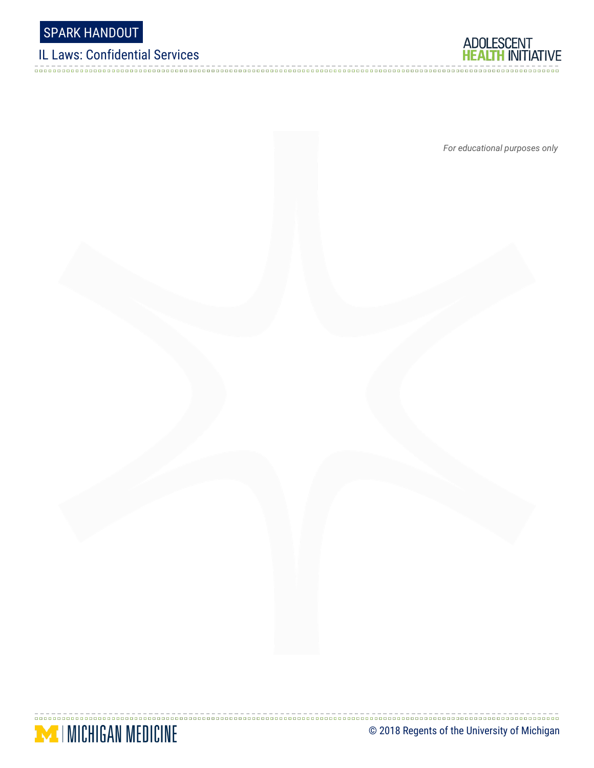*For educational purposes only*